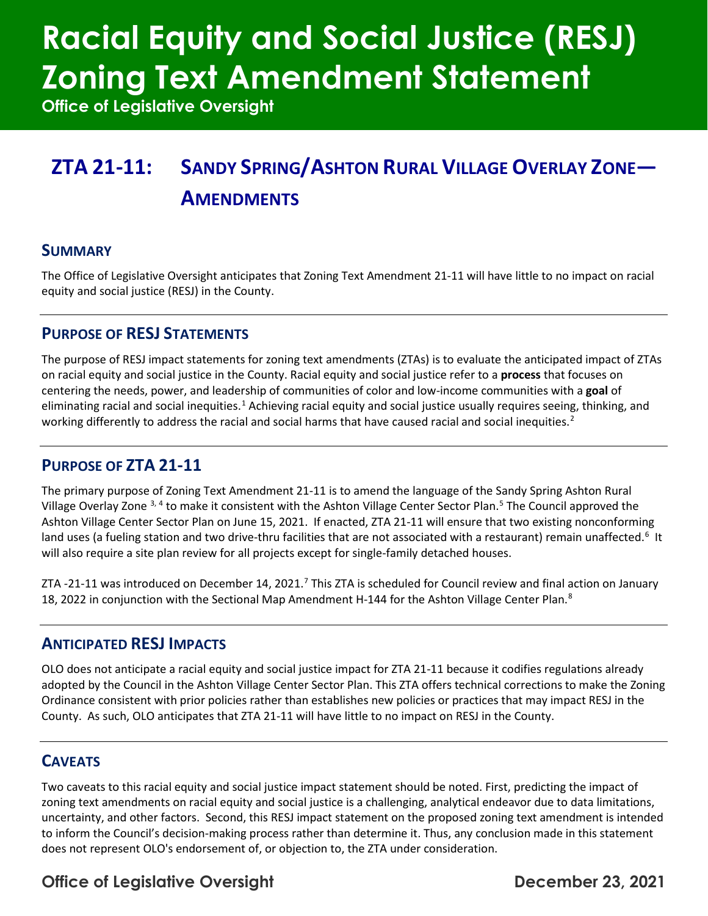# Racial Equity and Social Justice (RESJ) Zoning Text Amendment Statement

**Office of Legislative Oversight**

## ZTA 21-11: Sandy Spring/Ashton Rural Village Overlay Zone—Amendments

### Summary

The Office of Legislative Oversight anticipates that Zoning Text Amendment 21-11 will have little to no impact on racial equity and social justice (RESJ) in the County.

### Purpose of RESJ Statements

The purpose of RESJ impact statements for zoning text amendments (ZTAs) is to evaluate the anticipated impact of ZTAs on racial equity and social justice in the County. Racial equity and social justice refer to a **process** that focuses on centering the needs, power, and leadership of communities of color and low-income communities with a **goal** of eliminating racial and social inequities.[1] Achieving racial equity and social justice usually requires seeing, thinking, and working differently to address the racial and social harms that have caused racial and social inequities.[2]

### Purpose of ZTA 21-11

The primary purpose of Zoning Text Amendment 21-11 is to amend the language of the Sandy Spring Ashton Rural Village Overlay Zone [3, 4] to make it consistent with the Ashton Village Center Sector Plan.[5] The Council approved the Ashton Village Center Sector Plan on June 15, 2021. If enacted, ZTA 21-11 will ensure that two existing nonconforming land uses (a fueling station and two drive-thru facilities that are not associated with a restaurant) remain unaffected.[6] It will also require a site plan review for all projects except for single-family detached houses.

ZTA -21-11 was introduced on December 14, 2021.[7] This ZTA is scheduled for Council review and final action on January 18, 2022 in conjunction with the Sectional Map Amendment H-144 for the Ashton Village Center Plan.[8]

### Anticipated RESJ Impacts

OLO does not anticipate a racial equity and social justice impact for ZTA 21-11 because it codifies regulations already adopted by the Council in the Ashton Village Center Sector Plan. This ZTA offers technical corrections to make the Zoning Ordinance consistent with prior policies rather than establishes new policies or practices that may impact RESJ in the County. As such, OLO anticipates that ZTA 21-11 will have little to no impact on RESJ in the County.

### Caveats

Two caveats to this racial equity and social justice impact statement should be noted. First, predicting the impact of zoning text amendments on racial equity and social justice is a challenging, analytical endeavor due to data limitations, uncertainty, and other factors. Second, this RESJ impact statement on the proposed zoning text amendment is intended to inform the Council's decision-making process rather than determine it. Thus, any conclusion made in this statement does not represent OLO's endorsement of, or objection to, the ZTA under consideration.

**Office of Legislative Oversight** **December 23, 2021**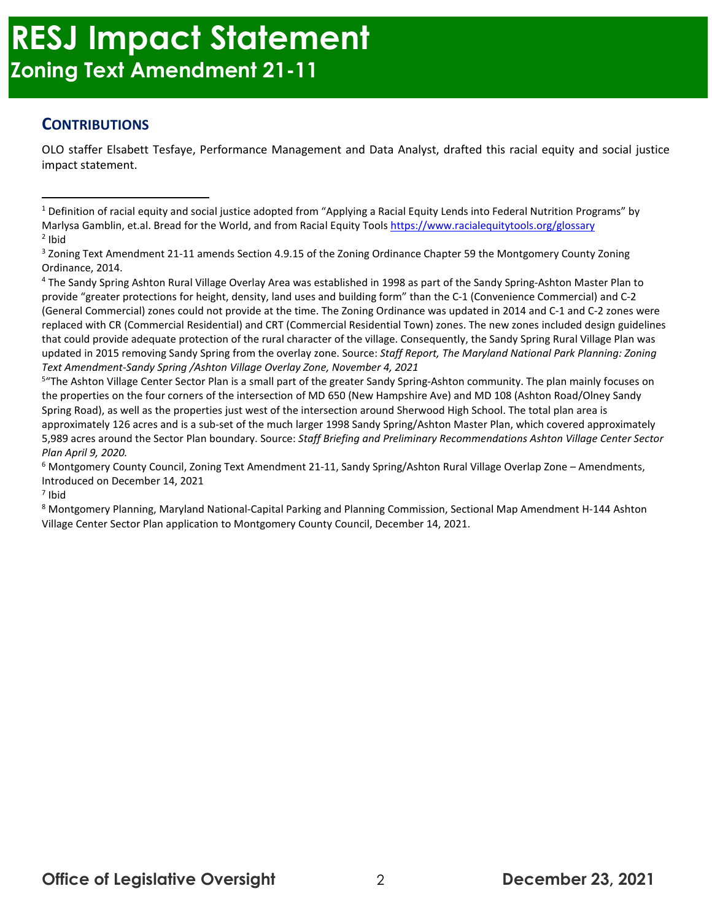# RESJ Impact Statement
## Zoning Text Amendment 21-11

### CONTRIBUTIONS

OLO staffer Elsabett Tesfaye, Performance Management and Data Analyst, drafted this racial equity and social justice impact statement.

---

[1] Definition of racial equity and social justice adopted from "Applying a Racial Equity Lends into Federal Nutrition Programs" by Marlysa Gamblin, et.al. Bread for the World, and from Racial Equity Tools https://www.racialequitytools.org/glossary

[2] Ibid

[3] Zoning Text Amendment 21-11 amends Section 4.9.15 of the Zoning Ordinance Chapter 59 the Montgomery County Zoning Ordinance, 2014.

[4] The Sandy Spring Ashton Rural Village Overlay Area was established in 1998 as part of the Sandy Spring-Ashton Master Plan to provide "greater protections for height, density, land uses and building form" than the C-1 (Convenience Commercial) and C-2 (General Commercial) zones could not provide at the time. The Zoning Ordinance was updated in 2014 and C-1 and C-2 zones were replaced with CR (Commercial Residential) and CRT (Commercial Residential Town) zones. The new zones included design guidelines that could provide adequate protection of the rural character of the village. Consequently, the Sandy Spring Rural Village Plan was updated in 2015 removing Sandy Spring from the overlay zone. Source: *Staff Report, The Maryland National Park Planning: Zoning Text Amendment-Sandy Spring /Ashton Village Overlay Zone, November 4, 2021*

[5] "The Ashton Village Center Sector Plan is a small part of the greater Sandy Spring-Ashton community. The plan mainly focuses on the properties on the four corners of the intersection of MD 650 (New Hampshire Ave) and MD 108 (Ashton Road/Olney Sandy Spring Road), as well as the properties just west of the intersection around Sherwood High School. The total plan area is approximately 126 acres and is a sub-set of the much larger 1998 Sandy Spring/Ashton Master Plan, which covered approximately 5,989 acres around the Sector Plan boundary. Source: *Staff Briefing and Preliminary Recommendations Ashton Village Center Sector Plan April 9, 2020.*

[6] Montgomery County Council, Zoning Text Amendment 21-11, Sandy Spring/Ashton Rural Village Overlap Zone – Amendments, Introduced on December 14, 2021

[7] Ibid

[8] Montgomery Planning, Maryland National-Capital Parking and Planning Commission, Sectional Map Amendment H-144 Ashton Village Center Sector Plan application to Montgomery County Council, December 14, 2021.